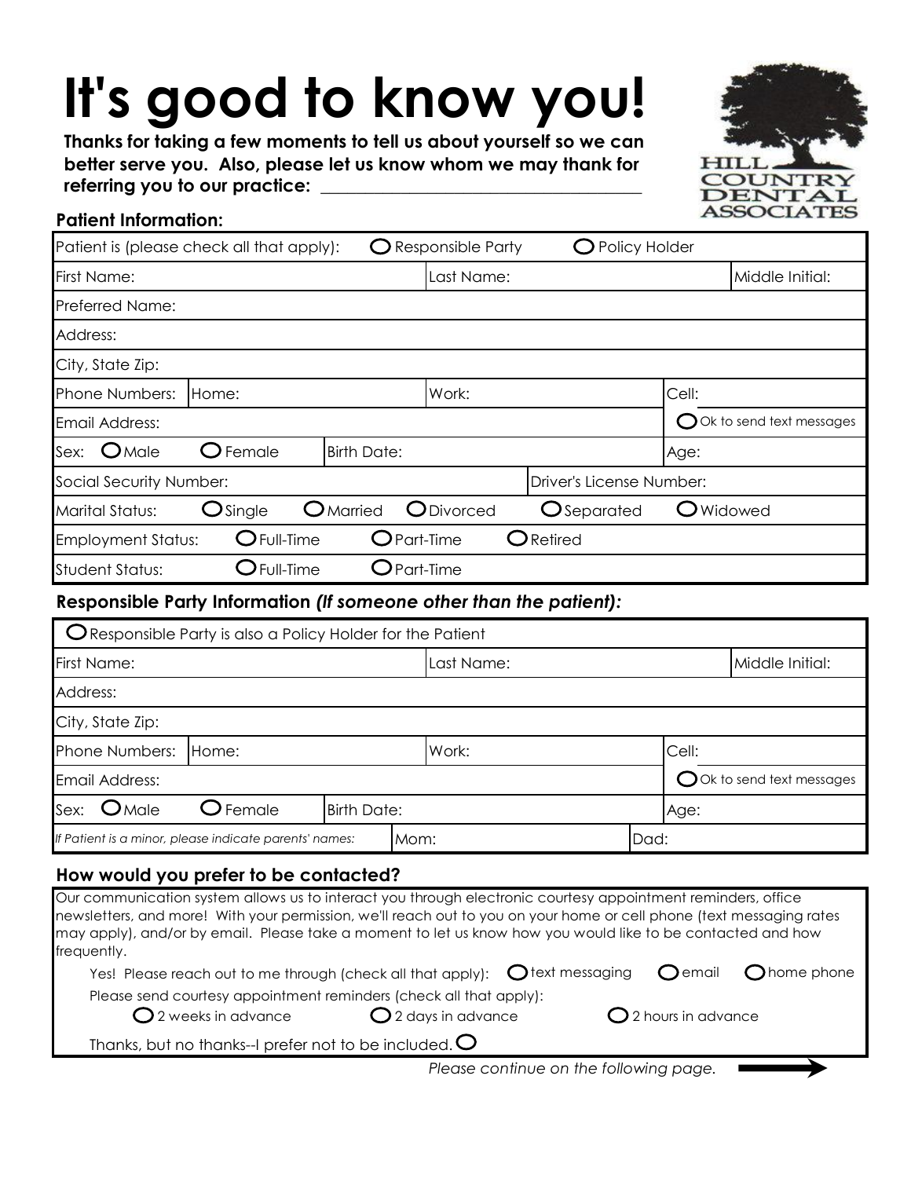# It's good to know you!

**Thanks for taking a few moments to tell us about yourself so we can better serve you. Also, please let us know whom we may thank for referring you to our practice:** ___________________________________

HILL COUNTRY DENTAL ASSOCIATES

### Patient Information:

| | | | | | |
|---|---|---|---|---|---|
| Patient is (please check all that apply): | ○ Responsible Party | | ○ Policy Holder | | |
| First Name: | | Last Name: | | | Middle Initial: |
| Preferred Name: | | | | | |
| Address: | | | | | |
| City, State Zip: | | | | | |
| Phone Numbers: | Home: | Work: | | Cell: | |
| Email Address: | | | | ○ Ok to send text messages | |
| Sex: ○ Male | ○ Female | Birth Date: | | Age: | |
| Social Security Number: | | | Driver's License Number: | | |
| Marital Status: | ○ Single | ○ Married | ○ Divorced | ○ Separated | ○ Widowed |
| Employment Status: | ○ Full-Time | ○ Part-Time | ○ Retired | | |
| Student Status: | ○ Full-Time | ○ Part-Time | | | |

### Responsible Party Information *(If someone other than the patient)*:

| | | | | | |
|---|---|---|---|---|---|
| ○ Responsible Party is also a Policy Holder for the Patient | | | | | |
| First Name: | | Last Name: | | | Middle Initial: |
| Address: | | | | | |
| City, State Zip: | | | | | |
| Phone Numbers: | Home: | Work: | | Cell: | |
| Email Address: | | | | ○ Ok to send text messages | |
| Sex: ○ Male | ○ Female | Birth Date: | | Age: | |
| *If Patient is a minor, please indicate parents' names:* | | Mom: | | Dad: | |

### How would you prefer to be contacted?

Our communication system allows us to interact you through electronic courtesy appointment reminders, office newsletters, and more! With your permission, we'll reach out to you on your home or cell phone (text messaging rates may apply), and/or by email. Please take a moment to let us know how you would like to be contacted and how frequently.

Yes! Please reach out to me through (check all that apply): ○ text messaging ○ email ○ home phone

Please send courtesy appointment reminders (check all that apply):

○ 2 weeks in advance ○ 2 days in advance ○ 2 hours in advance

Thanks, but no thanks--I prefer not to be included. ○

*Please continue on the following page.* →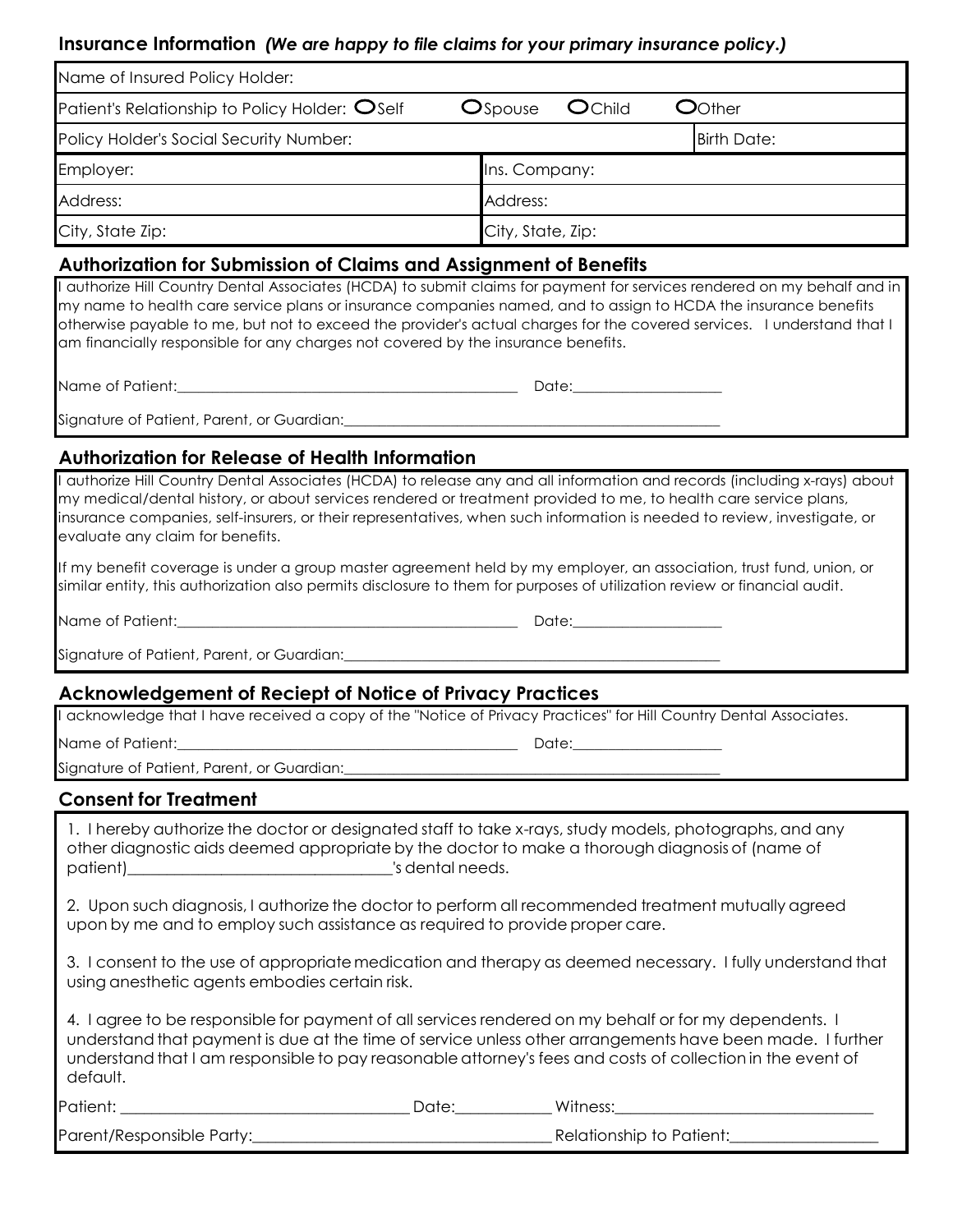## Insurance Information *(We are happy to file claims for your primary insurance policy.)*

| | | |
|---|---|---|
| Name of Insured Policy Holder: | | |
| Patient's Relationship to Policy Holder: O Self | O Spouse O Child | O Other |
| Policy Holder's Social Security Number: | | Birth Date: |
| Employer: | Ins. Company: | |
| Address: | Address: | |
| City, State Zip: | City, State, Zip: | |

## Authorization for Submission of Claims and Assignment of Benefits

I authorize Hill Country Dental Associates (HCDA) to submit claims for payment for services rendered on my behalf and in my name to health care service plans or insurance companies named, and to assign to HCDA the insurance benefits otherwise payable to me, but not to exceed the provider's actual charges for the covered services. I understand that I am financially responsible for any charges not covered by the insurance benefits.

Name of Patient:_______________________________________________ Date:____________________

Signature of Patient, Parent, or Guardian:_____________________________________________________

## Authorization for Release of Health Information

I authorize Hill Country Dental Associates (HCDA) to release any and all information and records (including x-rays) about my medical/dental history, or about services rendered or treatment provided to me, to health care service plans, insurance companies, self-insurers, or their representatives, when such information is needed to review, investigate, or evaluate any claim for benefits.

If my benefit coverage is under a group master agreement held by my employer, an association, trust fund, union, or similar entity, this authorization also permits disclosure to them for purposes of utilization review or financial audit.

Name of Patient:_______________________________________________ Date:____________________

Signature of Patient, Parent, or Guardian:_____________________________________________________

## Acknowledgement of Reciept of Notice of Privacy Practices

I acknowledge that I have received a copy of the "Notice of Privacy Practices" for Hill Country Dental Associates.

Name of Patient:_______________________________________________ Date:____________________

Signature of Patient, Parent, or Guardian:_____________________________________________________

## Consent for Treatment

1. I hereby authorize the doctor or designated staff to take x-rays, study models, photographs, and any other diagnostic aids deemed appropriate by the doctor to make a thorough diagnosis of (name of patient)__________________________________'s dental needs.

2. Upon such diagnosis, I authorize the doctor to perform all recommended treatment mutually agreed upon by me and to employ such assistance as required to provide proper care.

3. I consent to the use of appropriate medication and therapy as deemed necessary. I fully understand that using anesthetic agents embodies certain risk.

4. I agree to be responsible for payment of all services rendered on my behalf or for my dependents. I understand that payment is due at the time of service unless other arrangements have been made. I further understand that I am responsible to pay reasonable attorney's fees and costs of collection in the event of default.

Patient: ____________________________________ Date:____________ Witness:_________________________________

Parent/Responsible Party:______________________________________ Relationship to Patient:___________________